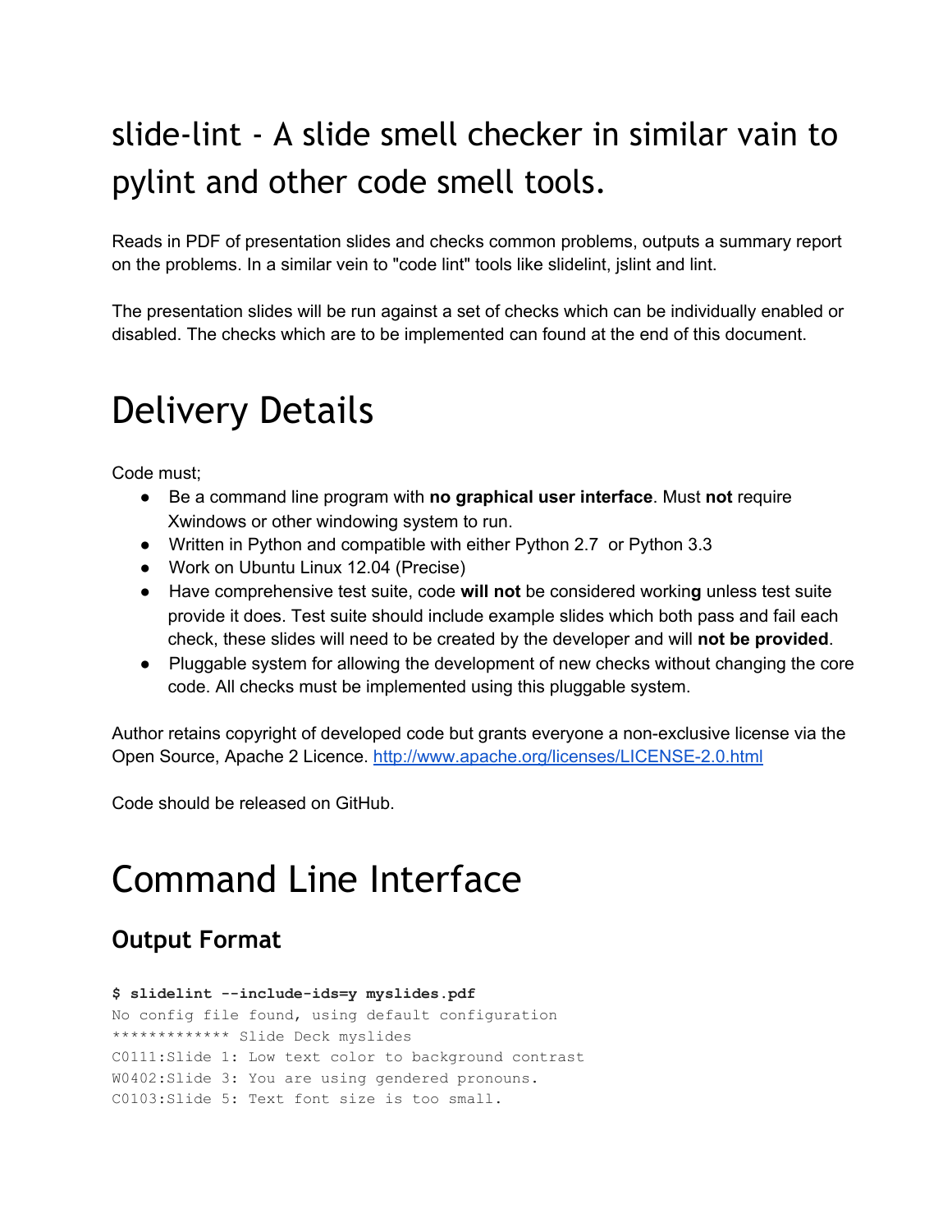# slide-lint - A slide smell checker in similar vain to pylint and other code smell tools.

Reads in PDF of presentation slides and checks common problems, outputs a summary report on the problems. In a similar vein to "code lint" tools like slidelint, jslint and lint.

The presentation slides will be run against a set of checks which can be individually enabled or disabled. The checks which are to be implemented can found at the end of this document.

# Delivery Details

Code must;

- Be a command line program with **no graphical user interface**. Must **not** require Xwindows or other windowing system to run.
- Written in Python and compatible with either Python 2.7 or Python 3.3
- Work on Ubuntu Linux 12.04 (Precise)
- Have comprehensive test suite, code **will not** be considered working unless test suite provide it does. Test suite should include example slides which both pass and fail each check, these slides will need to be created by the developer and will **not be provided**.
- Pluggable system for allowing the development of new checks without changing the core code. All checks must be implemented using this pluggable system.

Author retains copyright of developed code but grants everyone a non-exclusive license via the Open Source, Apache 2 Licence. http://www.apache.org/licenses/LICENSE-2.0.html

Code should be released on GitHub.

# Command Line Interface

## Output Format

```
$ slidelint --include-ids=y myslides.pdf
No config file found, using default configuration
************* Slide Deck myslides
C0111:Slide 1: Low text color to background contrast
W0402:Slide 3: You are using gendered pronouns.
C0103:Slide 5: Text font size is too small.
```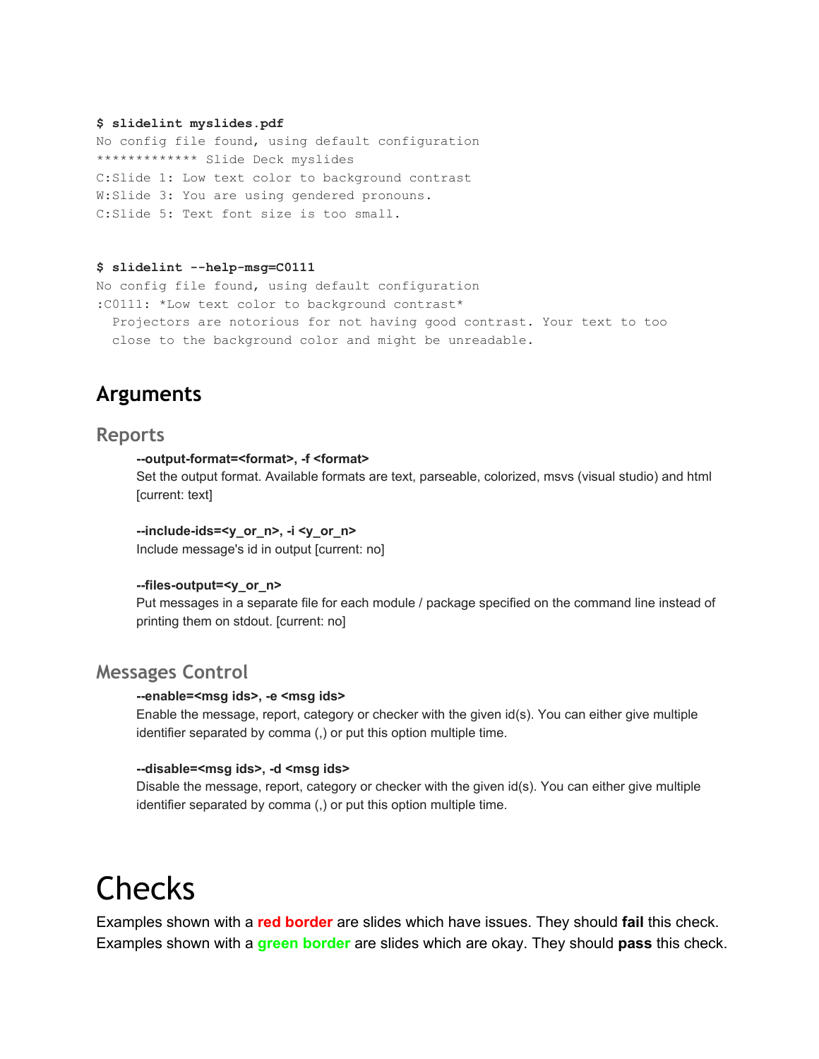```
$ slidelint myslides.pdf
No config file found, using default configuration
************* Slide Deck myslides
C:Slide 1: Low text color to background contrast
W:Slide 3: You are using gendered pronouns.
C:Slide 5: Text font size is too small.
```

```
$ slidelint --help-msg=C0111
No config file found, using default configuration
:C0111: *Low text color to background contrast*
  Projectors are notorious for not having good contrast. Your text to too
  close to the background color and might be unreadable.
```

## Arguments

### Reports

**--output-format=<format>, -f <format>**
Set the output format. Available formats are text, parseable, colorized, msvs (visual studio) and html [current: text]

**--include-ids=<y_or_n>, -i <y_or_n>**
Include message's id in output [current: no]

**--files-output=<y_or_n>**
Put messages in a separate file for each module / package specified on the command line instead of printing them on stdout. [current: no]

### Messages Control

**--enable=<msg ids>, -e <msg ids>**
Enable the message, report, category or checker with the given id(s). You can either give multiple identifier separated by comma (,) or put this option multiple time.

**--disable=<msg ids>, -d <msg ids>**
Disable the message, report, category or checker with the given id(s). You can either give multiple identifier separated by comma (,) or put this option multiple time.

# Checks

Examples shown with a **red border** are slides which have issues. They should **fail** this check.
Examples shown with a **green border** are slides which are okay. They should **pass** this check.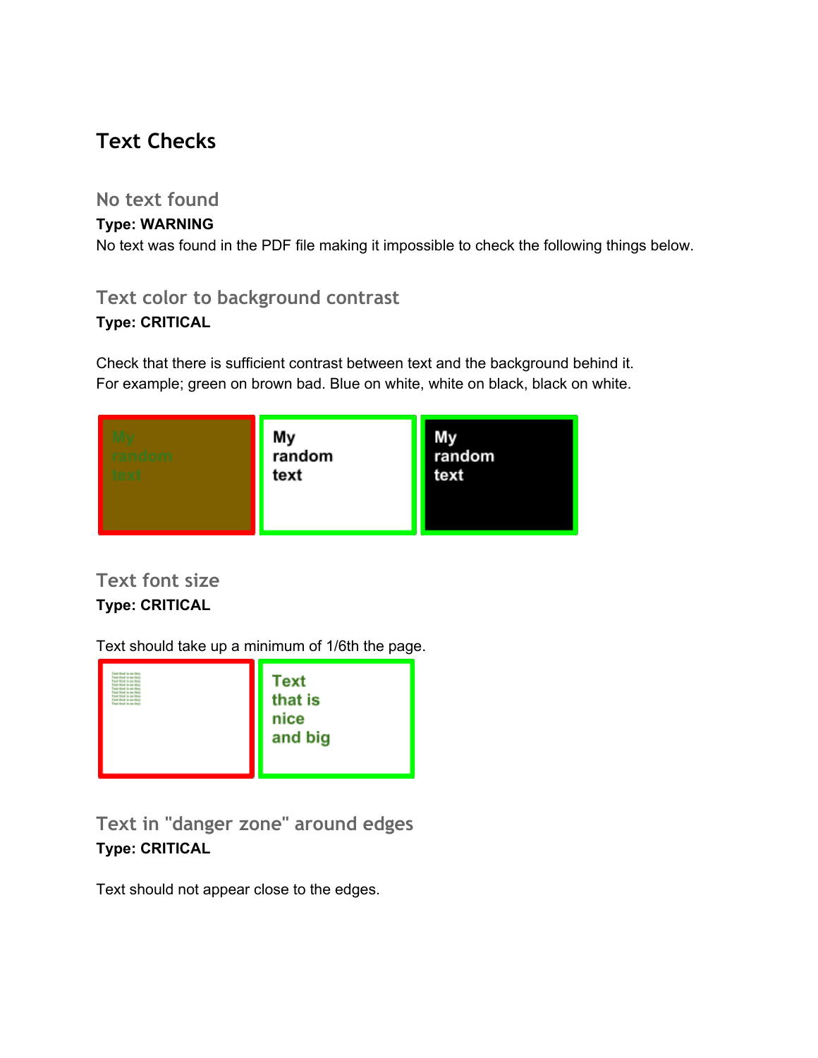# Text Checks

## No text found

**Type: WARNING**

No text was found in the PDF file making it impossible to check the following things below.

## Text color to background contrast

**Type: CRITICAL**

Check that there is sufficient contrast between text and the background behind it.
For example; green on brown bad. Blue on white, white on black, black on white.

My random text

My random text

My random text

## Text font size

**Type: CRITICAL**

Text should take up a minimum of 1/6th the page.

Text that is nice and big

## Text in "danger zone" around edges

**Type: CRITICAL**

Text should not appear close to the edges.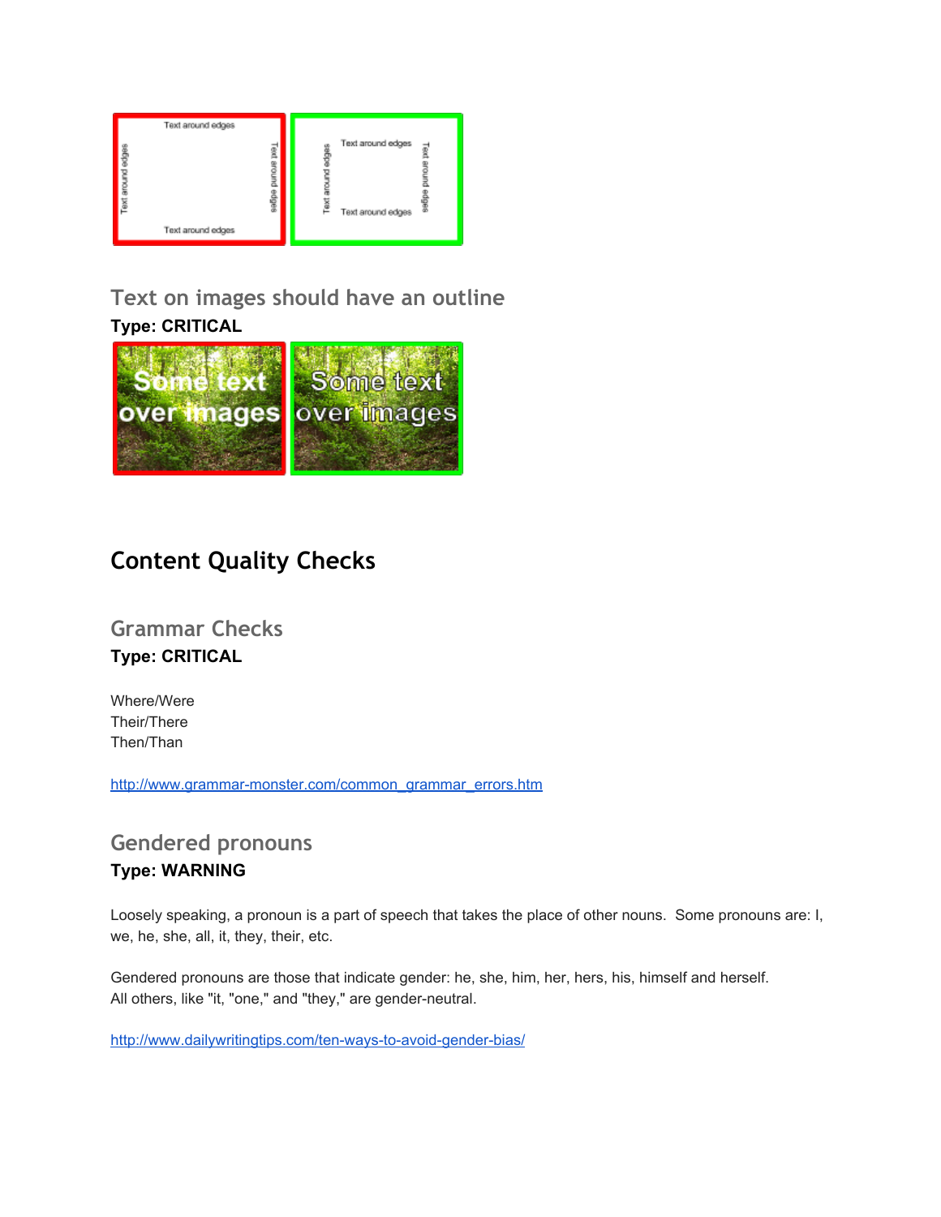## Text on images should have an outline

**Type: CRITICAL**

# Content Quality Checks

## Grammar Checks

**Type: CRITICAL**

Where/Were
Their/There
Then/Than

http://www.grammar-monster.com/common_grammar_errors.htm

## Gendered pronouns

**Type: WARNING**

Loosely speaking, a pronoun is a part of speech that takes the place of other nouns. Some pronouns are: I, we, he, she, all, it, they, their, etc.

Gendered pronouns are those that indicate gender: he, she, him, her, hers, his, himself and herself.
All others, like "it, "one," and "they," are gender-neutral.

http://www.dailywritingtips.com/ten-ways-to-avoid-gender-bias/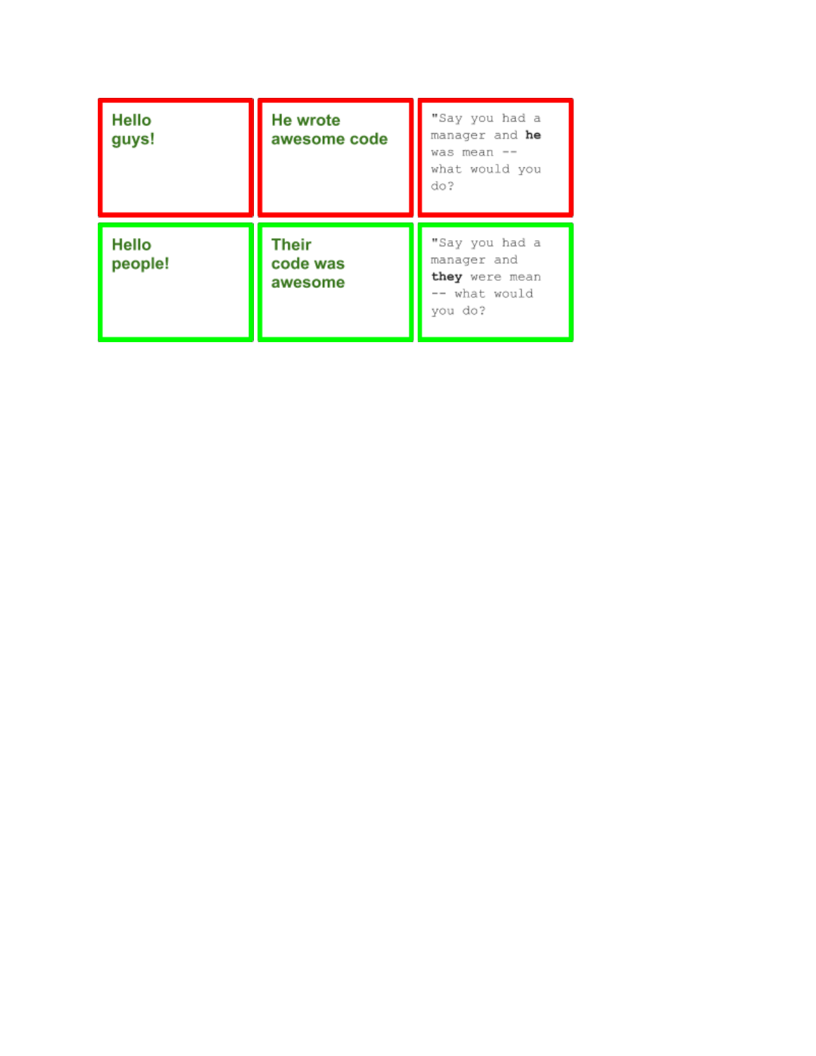| | | |
|---|---|---|
| Hello guys! | He wrote awesome code | "Say you had a manager and **he** was mean -- what would you do? |
| Hello people! | Their code was awesome | "Say you had a manager and **they** were mean -- what would you do? |